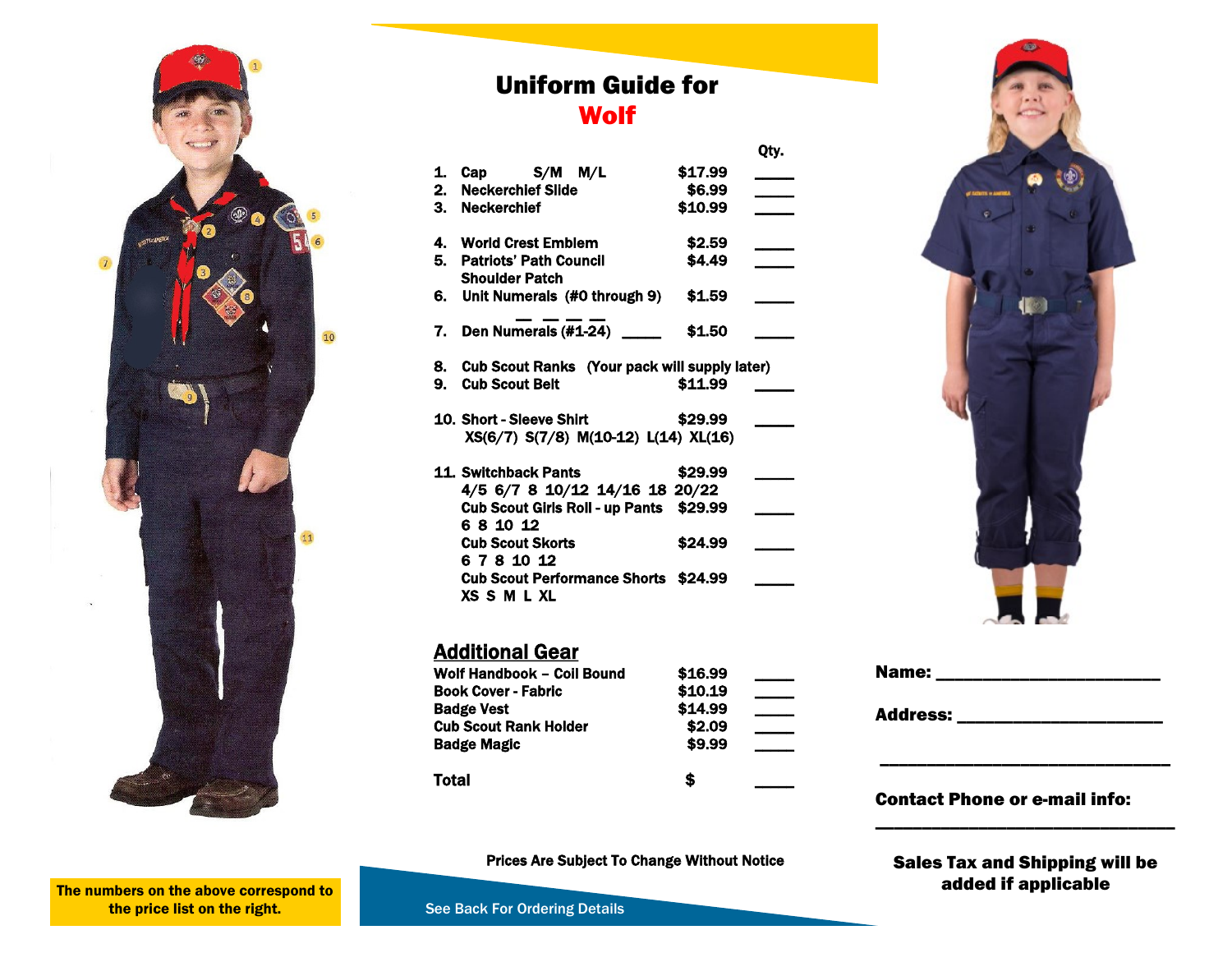# Uniform Guide for Wolf

| | Item | Price | Qty. |
|---|---|---|---|
| 1. | Cap S/M M/L | $17.99 | ____ |
| 2. | Neckerchief Slide | $6.99 | ____ |
| 3. | Neckerchief | $10.99 | ____ |
| 4. | World Crest Emblem | $2.59 | ____ |
| 5. | Patriots' Path Council Shoulder Patch | $4.49 | ____ |
| 6. | Unit Numerals (#0 through 9) _ _ _ _ | $1.59 | ____ |
| 7. | Den Numerals (#1-24) ____ | $1.50 | ____ |
| 8. | Cub Scout Ranks (Your pack will supply later) | | |
| 9. | Cub Scout Belt | $11.99 | ____ |
| 10. | Short - Sleeve Shirt XS(6/7) S(7/8) M(10-12) L(14) XL(16) | $29.99 | ____ |
| 11. | Switchback Pants 4/5 6/7 8 10/12 14/16 18 20/22 | $29.99 | ____ |
| | Cub Scout Girls Roll - up Pants 6 8 10 12 | $29.99 | ____ |
| | Cub Scout Skorts 6 7 8 10 12 | $24.99 | ____ |
| | Cub Scout Performance Shorts XS S M L XL | $24.99 | ____ |

## Additional Gear

| Item | Price | Qty. |
|---|---|---|
| Wolf Handbook – Coil Bound | $16.99 | ____ |
| Book Cover - Fabric | $10.19 | ____ |
| Badge Vest | $14.99 | ____ |
| Cub Scout Rank Holder | $2.09 | ____ |
| Badge Magic | $9.99 | ____ |
| **Total** | $ | ____ |

Prices Are Subject To Change Without Notice

See Back For Ordering Details

The numbers on the above correspond to the price list on the right.

**Name:** ________________________

**Address:** ______________________

________________________________

**Contact Phone or e-mail info:**

________________________________

**Sales Tax and Shipping will be added if applicable**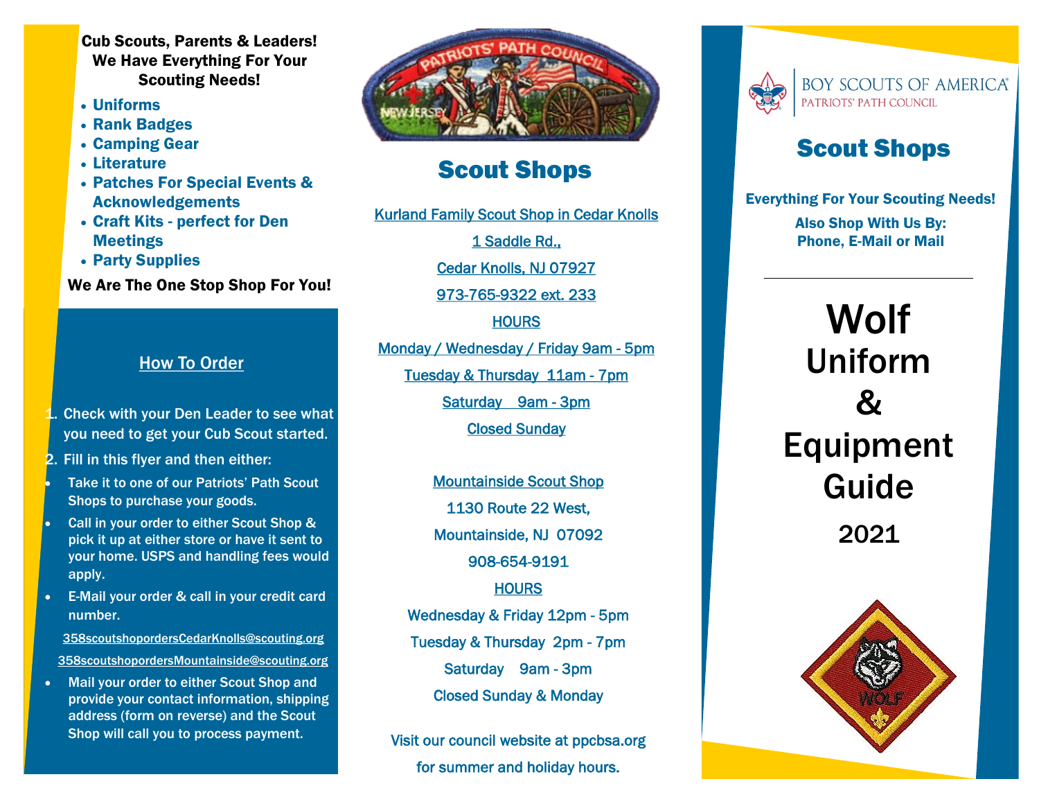**Cub Scouts, Parents & Leaders!**
**We Have Everything For Your Scouting Needs!**

- **Uniforms**
- **Rank Badges**
- **Camping Gear**
- **Literature**
- **Patches For Special Events & Acknowledgements**
- **Craft Kits - perfect for Den Meetings**
- **Party Supplies**

**We Are The One Stop Shop For You!**

## How To Order

1. Check with your Den Leader to see what you need to get your Cub Scout started.
2. Fill in this flyer and then either:

- Take it to one of our Patriots' Path Scout Shops to purchase your goods.
- Call in your order to either Scout Shop & pick it up at either store or have it sent to your home. USPS and handling fees would apply.
- E-Mail your order & call in your credit card number.

358scoutshopordersCedarKnolls@scouting.org

358scoutshopordersMountainside@scouting.org

- Mail your order to either Scout Shop and provide your contact information, shipping address (form on reverse) and the Scout Shop will call you to process payment.

# Scout Shops

Kurland Family Scout Shop in Cedar Knolls
1 Saddle Rd.,
Cedar Knolls, NJ 07927
973-765-9322 ext. 233

HOURS
Monday / Wednesday / Friday 9am - 5pm
Tuesday & Thursday 11am - 7pm
Saturday 9am - 3pm
Closed Sunday

Mountainside Scout Shop
1130 Route 22 West,
Mountainside, NJ 07092
908-654-9191

HOURS
Wednesday & Friday 12pm - 5pm
Tuesday & Thursday 2pm - 7pm
Saturday 9am - 3pm
Closed Sunday & Monday

Visit our council website at ppcbsa.org for summer and holiday hours.

BOY SCOUTS OF AMERICA
PATRIOTS' PATH COUNCIL

# Scout Shops

**Everything For Your Scouting Needs!**

**Also Shop With Us By: Phone, E-Mail or Mail**

# Wolf Uniform & Equipment Guide

## 2021